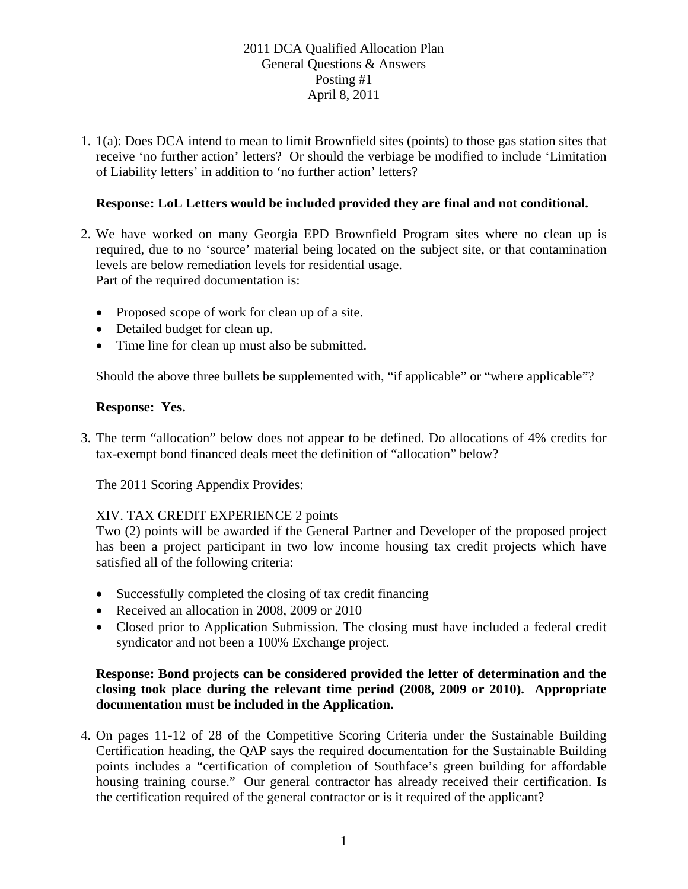2011 DCA Qualified Allocation Plan
General Questions & Answers
Posting #1
April 8, 2011

1. 1(a): Does DCA intend to mean to limit Brownfield sites (points) to those gas station sites that receive 'no further action' letters? Or should the verbiage be modified to include 'Limitation of Liability letters' in addition to 'no further action' letters?

   **Response: LoL Letters would be included provided they are final and not conditional.**

2. We have worked on many Georgia EPD Brownfield Program sites where no clean up is required, due to no 'source' material being located on the subject site, or that contamination levels are below remediation levels for residential usage.
   Part of the required documentation is:

   - Proposed scope of work for clean up of a site.
   - Detailed budget for clean up.
   - Time line for clean up must also be submitted.

   Should the above three bullets be supplemented with, "if applicable" or "where applicable"?

   **Response: Yes.**

3. The term "allocation" below does not appear to be defined. Do allocations of 4% credits for tax-exempt bond financed deals meet the definition of "allocation" below?

   The 2011 Scoring Appendix Provides:

   XIV. TAX CREDIT EXPERIENCE 2 points
   Two (2) points will be awarded if the General Partner and Developer of the proposed project has been a project participant in two low income housing tax credit projects which have satisfied all of the following criteria:

   - Successfully completed the closing of tax credit financing
   - Received an allocation in 2008, 2009 or 2010
   - Closed prior to Application Submission. The closing must have included a federal credit syndicator and not been a 100% Exchange project.

   **Response: Bond projects can be considered provided the letter of determination and the closing took place during the relevant time period (2008, 2009 or 2010). Appropriate documentation must be included in the Application.**

4. On pages 11-12 of 28 of the Competitive Scoring Criteria under the Sustainable Building Certification heading, the QAP says the required documentation for the Sustainable Building points includes a "certification of completion of Southface's green building for affordable housing training course." Our general contractor has already received their certification. Is the certification required of the general contractor or is it required of the applicant?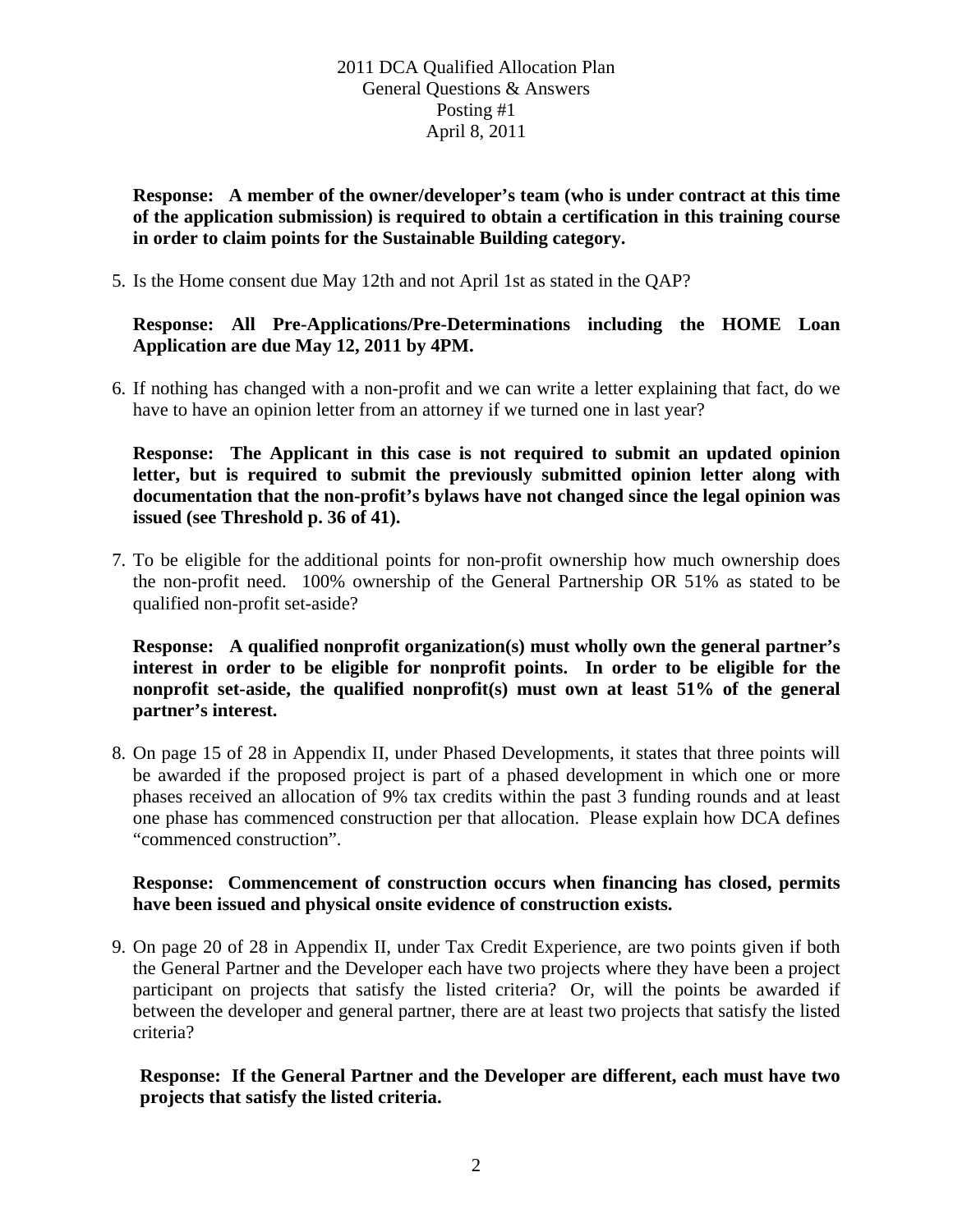**Response: A member of the owner/developer's team (who is under contract at this time of the application submission) is required to obtain a certification in this training course in order to claim points for the Sustainable Building category.**

5. Is the Home consent due May 12th and not April 1st as stated in the QAP?

   **Response: All Pre-Applications/Pre-Determinations including the HOME Loan Application are due May 12, 2011 by 4PM.**

6. If nothing has changed with a non-profit and we can write a letter explaining that fact, do we have to have an opinion letter from an attorney if we turned one in last year?

   **Response: The Applicant in this case is not required to submit an updated opinion letter, but is required to submit the previously submitted opinion letter along with documentation that the non-profit's bylaws have not changed since the legal opinion was issued (see Threshold p. 36 of 41).**

7. To be eligible for the additional points for non-profit ownership how much ownership does the non-profit need. 100% ownership of the General Partnership OR 51% as stated to be qualified non-profit set-aside?

   **Response: A qualified nonprofit organization(s) must wholly own the general partner's interest in order to be eligible for nonprofit points. In order to be eligible for the nonprofit set-aside, the qualified nonprofit(s) must own at least 51% of the general partner's interest.**

8. On page 15 of 28 in Appendix II, under Phased Developments, it states that three points will be awarded if the proposed project is part of a phased development in which one or more phases received an allocation of 9% tax credits within the past 3 funding rounds and at least one phase has commenced construction per that allocation. Please explain how DCA defines "commenced construction".

   **Response: Commencement of construction occurs when financing has closed, permits have been issued and physical onsite evidence of construction exists.**

9. On page 20 of 28 in Appendix II, under Tax Credit Experience, are two points given if both the General Partner and the Developer each have two projects where they have been a project participant on projects that satisfy the listed criteria? Or, will the points be awarded if between the developer and general partner, there are at least two projects that satisfy the listed criteria?

   **Response: If the General Partner and the Developer are different, each must have two projects that satisfy the listed criteria.**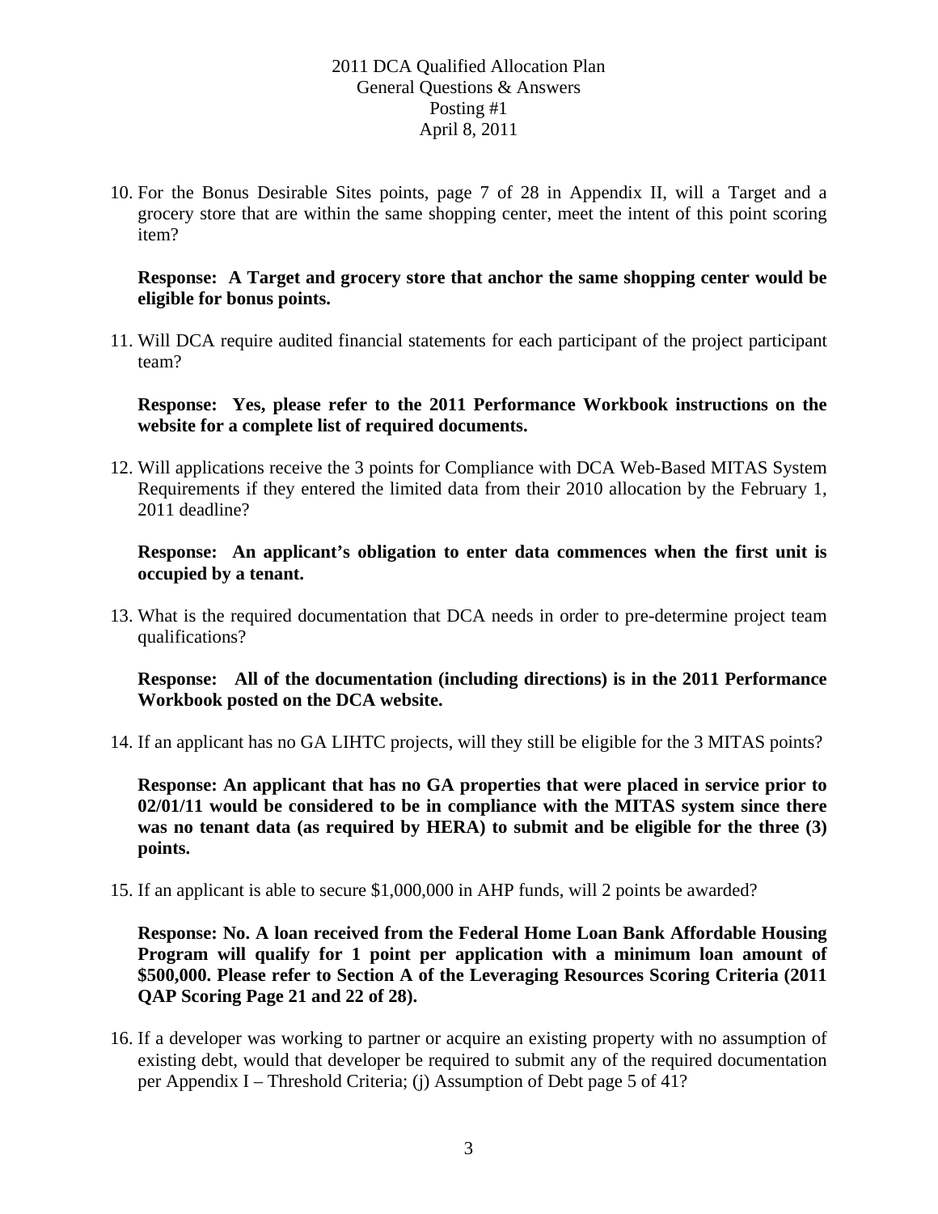10. For the Bonus Desirable Sites points, page 7 of 28 in Appendix II, will a Target and a grocery store that are within the same shopping center, meet the intent of this point scoring item?

    **Response: A Target and grocery store that anchor the same shopping center would be eligible for bonus points.**

11. Will DCA require audited financial statements for each participant of the project participant team?

    **Response: Yes, please refer to the 2011 Performance Workbook instructions on the website for a complete list of required documents.**

12. Will applications receive the 3 points for Compliance with DCA Web-Based MITAS System Requirements if they entered the limited data from their 2010 allocation by the February 1, 2011 deadline?

    **Response: An applicant's obligation to enter data commences when the first unit is occupied by a tenant.**

13. What is the required documentation that DCA needs in order to pre-determine project team qualifications?

    **Response: All of the documentation (including directions) is in the 2011 Performance Workbook posted on the DCA website.**

14. If an applicant has no GA LIHTC projects, will they still be eligible for the 3 MITAS points?

    **Response: An applicant that has no GA properties that were placed in service prior to 02/01/11 would be considered to be in compliance with the MITAS system since there was no tenant data (as required by HERA) to submit and be eligible for the three (3) points.**

15. If an applicant is able to secure $1,000,000 in AHP funds, will 2 points be awarded?

    **Response: No. A loan received from the Federal Home Loan Bank Affordable Housing Program will qualify for 1 point per application with a minimum loan amount of $500,000. Please refer to Section A of the Leveraging Resources Scoring Criteria (2011 QAP Scoring Page 21 and 22 of 28).**

16. If a developer was working to partner or acquire an existing property with no assumption of existing debt, would that developer be required to submit any of the required documentation per Appendix I – Threshold Criteria; (j) Assumption of Debt page 5 of 41?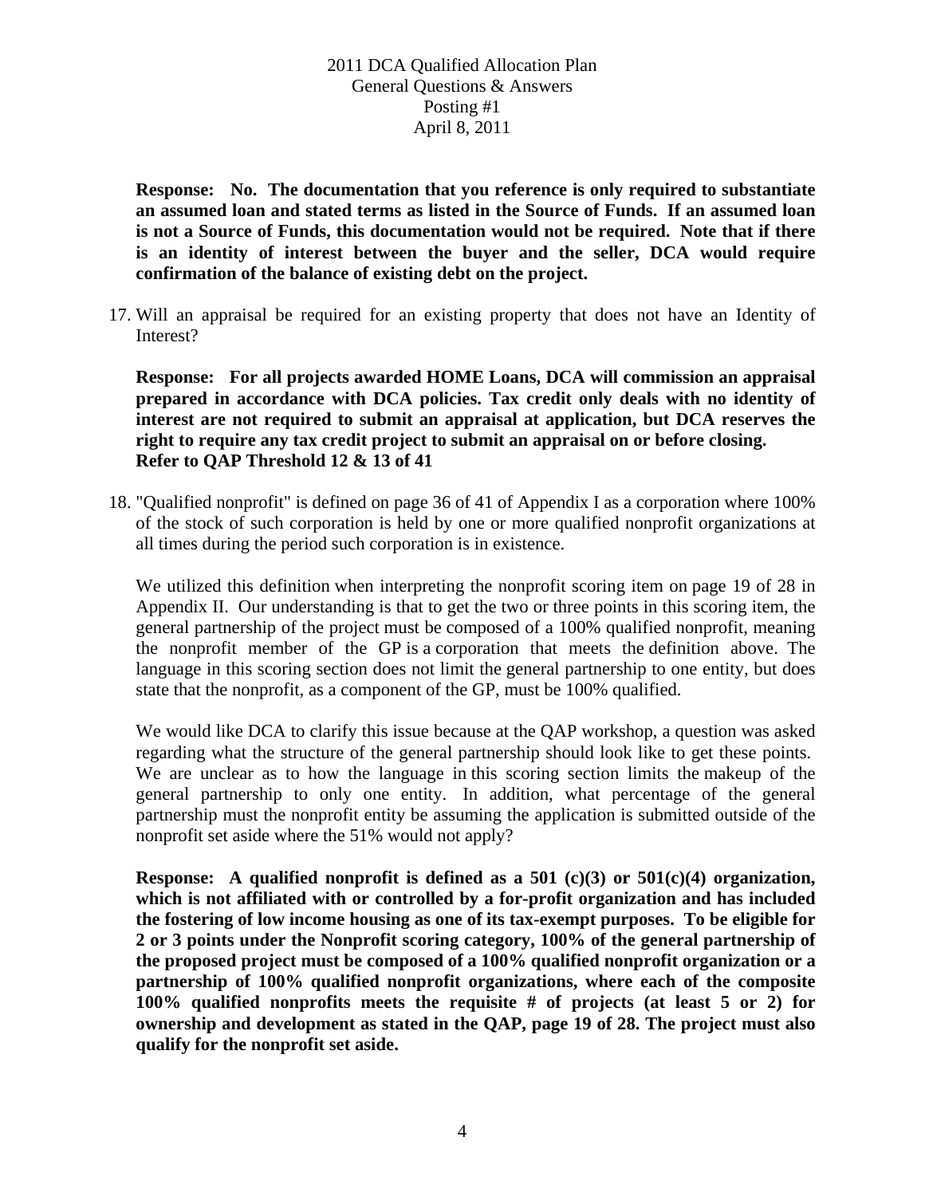**Response: No. The documentation that you reference is only required to substantiate an assumed loan and stated terms as listed in the Source of Funds. If an assumed loan is not a Source of Funds, this documentation would not be required. Note that if there is an identity of interest between the buyer and the seller, DCA would require confirmation of the balance of existing debt on the project.**

17. Will an appraisal be required for an existing property that does not have an Identity of Interest?

    **Response: For all projects awarded HOME Loans, DCA will commission an appraisal prepared in accordance with DCA policies. Tax credit only deals with no identity of interest are not required to submit an appraisal at application, but DCA reserves the right to require any tax credit project to submit an appraisal on or before closing. Refer to QAP Threshold 12 & 13 of 41**

18. "Qualified nonprofit" is defined on page 36 of 41 of Appendix I as a corporation where 100% of the stock of such corporation is held by one or more qualified nonprofit organizations at all times during the period such corporation is in existence.

    We utilized this definition when interpreting the nonprofit scoring item on page 19 of 28 in Appendix II. Our understanding is that to get the two or three points in this scoring item, the general partnership of the project must be composed of a 100% qualified nonprofit, meaning the nonprofit member of the GP is a corporation that meets the definition above. The language in this scoring section does not limit the general partnership to one entity, but does state that the nonprofit, as a component of the GP, must be 100% qualified.

    We would like DCA to clarify this issue because at the QAP workshop, a question was asked regarding what the structure of the general partnership should look like to get these points. We are unclear as to how the language in this scoring section limits the makeup of the general partnership to only one entity. In addition, what percentage of the general partnership must the nonprofit entity be assuming the application is submitted outside of the nonprofit set aside where the 51% would not apply?

    **Response: A qualified nonprofit is defined as a 501 (c)(3) or 501(c)(4) organization, which is not affiliated with or controlled by a for-profit organization and has included the fostering of low income housing as one of its tax-exempt purposes. To be eligible for 2 or 3 points under the Nonprofit scoring category, 100% of the general partnership of the proposed project must be composed of a 100% qualified nonprofit organization or a partnership of 100% qualified nonprofit organizations, where each of the composite 100% qualified nonprofits meets the requisite # of projects (at least 5 or 2) for ownership and development as stated in the QAP, page 19 of 28. The project must also qualify for the nonprofit set aside.**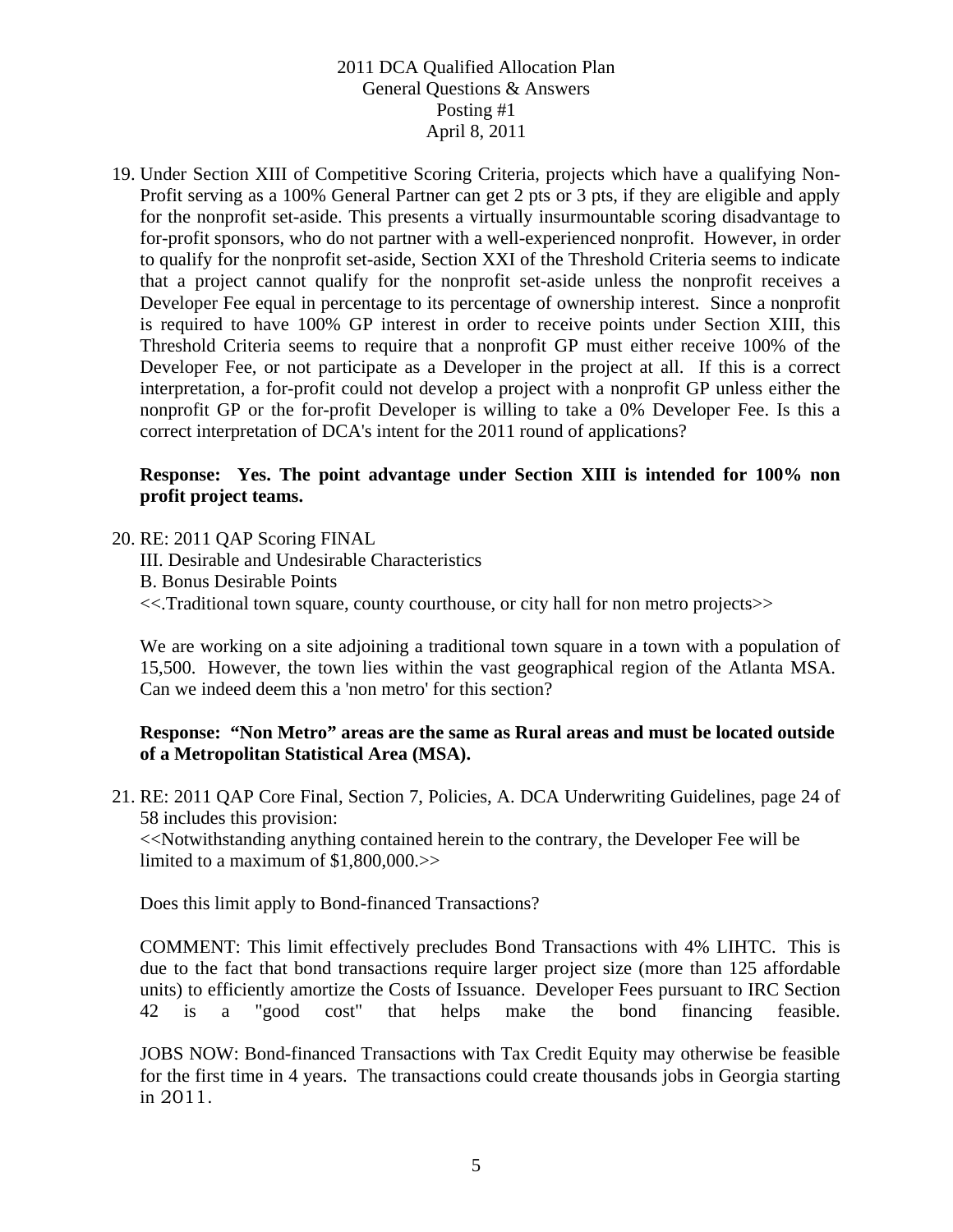19. Under Section XIII of Competitive Scoring Criteria, projects which have a qualifying Non-Profit serving as a 100% General Partner can get 2 pts or 3 pts, if they are eligible and apply for the nonprofit set-aside. This presents a virtually insurmountable scoring disadvantage to for-profit sponsors, who do not partner with a well-experienced nonprofit. However, in order to qualify for the nonprofit set-aside, Section XXI of the Threshold Criteria seems to indicate that a project cannot qualify for the nonprofit set-aside unless the nonprofit receives a Developer Fee equal in percentage to its percentage of ownership interest. Since a nonprofit is required to have 100% GP interest in order to receive points under Section XIII, this Threshold Criteria seems to require that a nonprofit GP must either receive 100% of the Developer Fee, or not participate as a Developer in the project at all. If this is a correct interpretation, a for-profit could not develop a project with a nonprofit GP unless either the nonprofit GP or the for-profit Developer is willing to take a 0% Developer Fee. Is this a correct interpretation of DCA's intent for the 2011 round of applications?

    **Response: Yes. The point advantage under Section XIII is intended for 100% non profit project teams.**

20. RE: 2011 QAP Scoring FINAL
    III. Desirable and Undesirable Characteristics
    B. Bonus Desirable Points
    <<.Traditional town square, county courthouse, or city hall for non metro projects>>

    We are working on a site adjoining a traditional town square in a town with a population of 15,500. However, the town lies within the vast geographical region of the Atlanta MSA. Can we indeed deem this a 'non metro' for this section?

    **Response: "Non Metro" areas are the same as Rural areas and must be located outside of a Metropolitan Statistical Area (MSA).**

21. RE: 2011 QAP Core Final, Section 7, Policies, A. DCA Underwriting Guidelines, page 24 of 58 includes this provision:
    <<Notwithstanding anything contained herein to the contrary, the Developer Fee will be limited to a maximum of $1,800,000.>>

    Does this limit apply to Bond-financed Transactions?

    COMMENT: This limit effectively precludes Bond Transactions with 4% LIHTC. This is due to the fact that bond transactions require larger project size (more than 125 affordable units) to efficiently amortize the Costs of Issuance. Developer Fees pursuant to IRC Section 42 is a "good cost" that helps make the bond financing feasible.

    JOBS NOW: Bond-financed Transactions with Tax Credit Equity may otherwise be feasible for the first time in 4 years. The transactions could create thousands jobs in Georgia starting in 2011.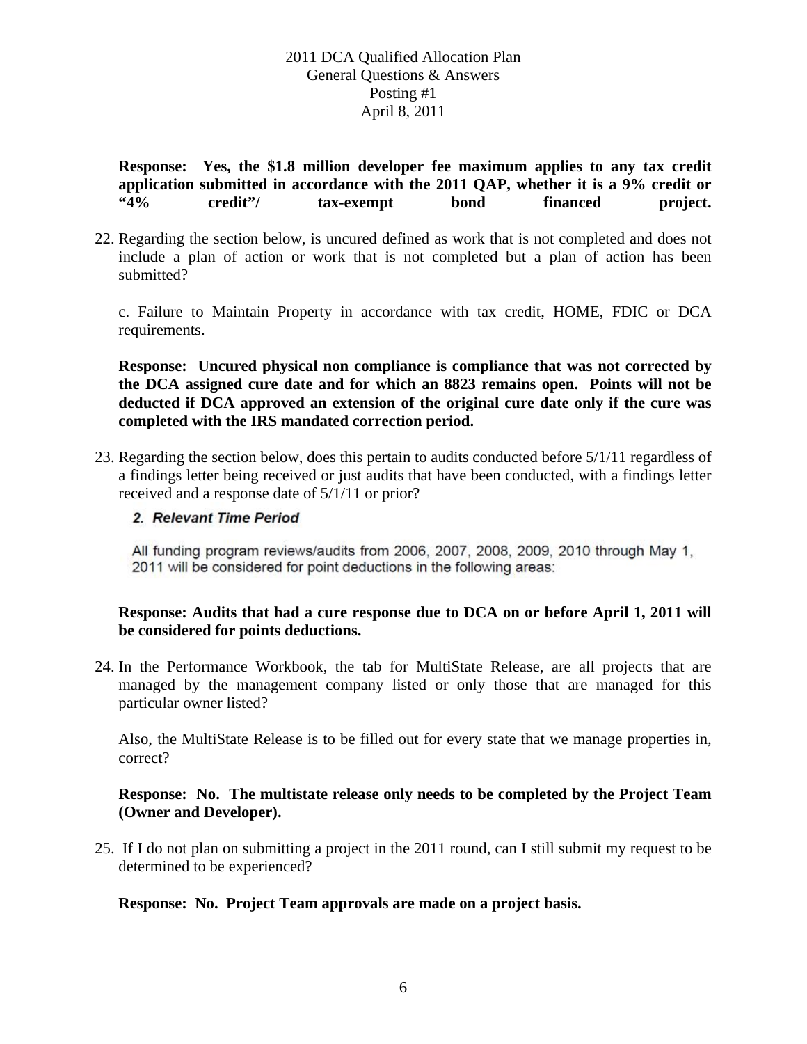**Response: Yes, the $1.8 million developer fee maximum applies to any tax credit application submitted in accordance with the 2011 QAP, whether it is a 9% credit or "4% credit"/ tax-exempt bond financed project.**

22. Regarding the section below, is uncured defined as work that is not completed and does not include a plan of action or work that is not completed but a plan of action has been submitted?

    c. Failure to Maintain Property in accordance with tax credit, HOME, FDIC or DCA requirements.

    **Response: Uncured physical non compliance is compliance that was not corrected by the DCA assigned cure date and for which an 8823 remains open. Points will not be deducted if DCA approved an extension of the original cure date only if the cure was completed with the IRS mandated correction period.**

23. Regarding the section below, does this pertain to audits conducted before 5/1/11 regardless of a findings letter being received or just audits that have been conducted, with a findings letter received and a response date of 5/1/11 or prior?

    ***2. Relevant Time Period***

    All funding program reviews/audits from 2006, 2007, 2008, 2009, 2010 through May 1, 2011 will be considered for point deductions in the following areas:

    **Response: Audits that had a cure response due to DCA on or before April 1, 2011 will be considered for points deductions.**

24. In the Performance Workbook, the tab for MultiState Release, are all projects that are managed by the management company listed or only those that are managed for this particular owner listed?

    Also, the MultiState Release is to be filled out for every state that we manage properties in, correct?

    **Response: No. The multistate release only needs to be completed by the Project Team (Owner and Developer).**

25. If I do not plan on submitting a project in the 2011 round, can I still submit my request to be determined to be experienced?

    **Response: No. Project Team approvals are made on a project basis.**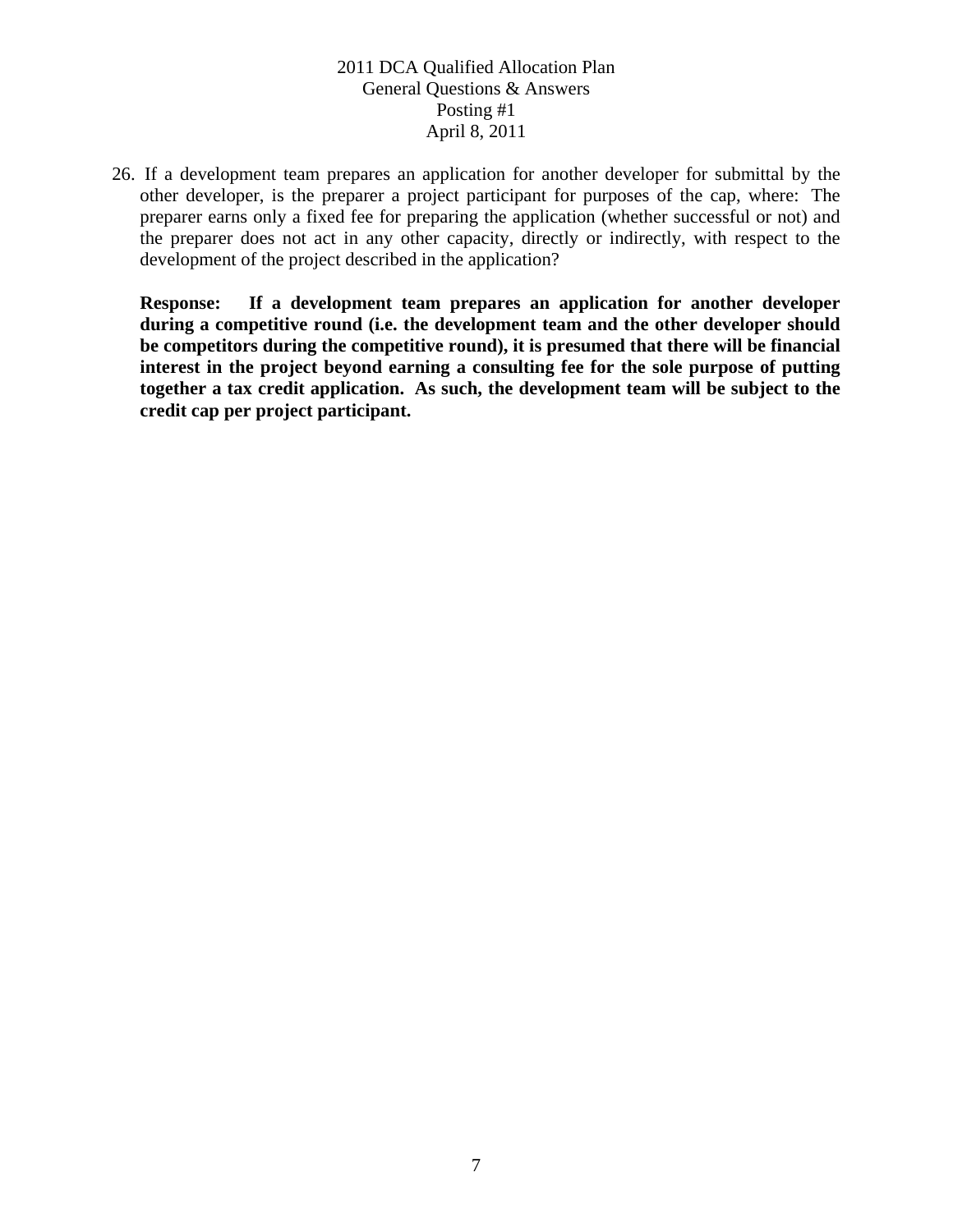26. If a development team prepares an application for another developer for submittal by the other developer, is the preparer a project participant for purposes of the cap, where: The preparer earns only a fixed fee for preparing the application (whether successful or not) and the preparer does not act in any other capacity, directly or indirectly, with respect to the development of the project described in the application?

    **Response: If a development team prepares an application for another developer during a competitive round (i.e. the development team and the other developer should be competitors during the competitive round), it is presumed that there will be financial interest in the project beyond earning a consulting fee for the sole purpose of putting together a tax credit application. As such, the development team will be subject to the credit cap per project participant.**